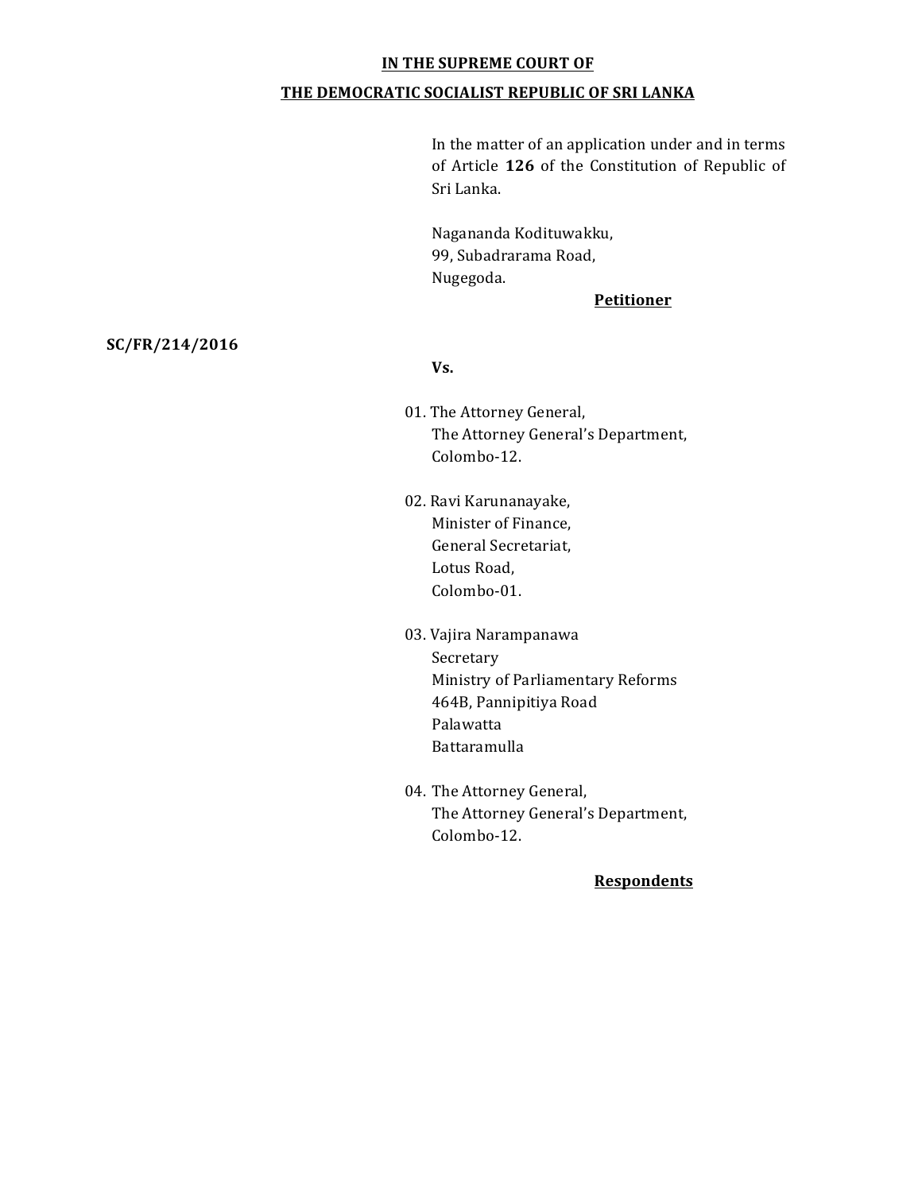**IN THE SUPREME COURT OF**

**THE DEMOCRATIC SOCIALIST REPUBLIC OF SRI LANKA**

In the matter of an application under and in terms of Article **126** of the Constitution of Republic of Sri Lanka.

Nagananda Kodituwakku,
99, Subadrarama Road,
Nugegoda.

**Petitioner**

**SC/FR/214/2016**

**Vs.**

01. The Attorney General,
    The Attorney General's Department,
    Colombo-12.

02. Ravi Karunanayake,
    Minister of Finance,
    General Secretariat,
    Lotus Road,
    Colombo-01.

03. Vajira Narampanawa
    Secretary
    Ministry of Parliamentary Reforms
    464B, Pannipitiya Road
    Palawatta
    Battaramulla

04. The Attorney General,
    The Attorney General's Department,
    Colombo-12.

**Respondents**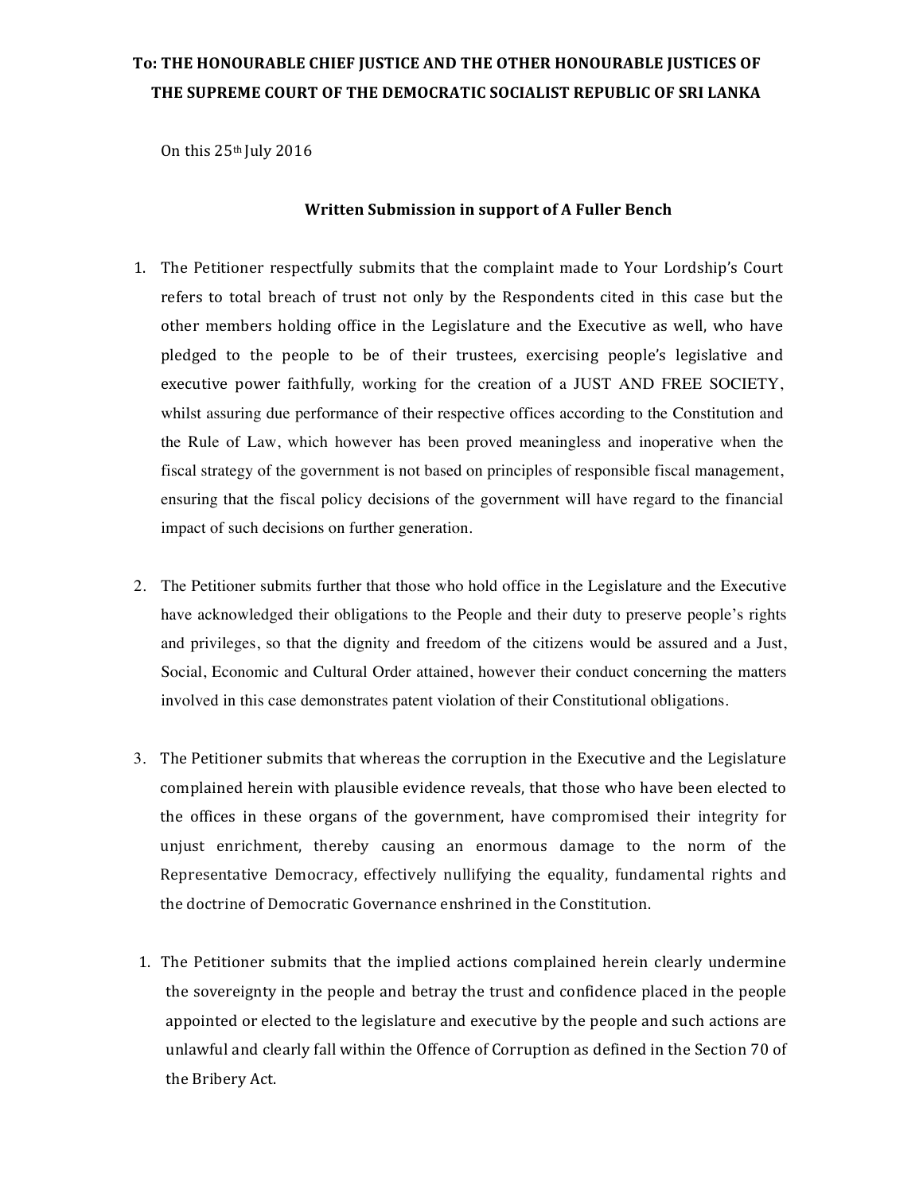**To: THE HONOURABLE CHIEF JUSTICE AND THE OTHER HONOURABLE JUSTICES OF THE SUPREME COURT OF THE DEMOCRATIC SOCIALIST REPUBLIC OF SRI LANKA**

On this 25th July 2016

**Written Submission in support of A Fuller Bench**

1. The Petitioner respectfully submits that the complaint made to Your Lordship's Court refers to total breach of trust not only by the Respondents cited in this case but the other members holding office in the Legislature and the Executive as well, who have pledged to the people to be of their trustees, exercising people's legislative and executive power faithfully, working for the creation of a JUST AND FREE SOCIETY, whilst assuring due performance of their respective offices according to the Constitution and the Rule of Law, which however has been proved meaningless and inoperative when the fiscal strategy of the government is not based on principles of responsible fiscal management, ensuring that the fiscal policy decisions of the government will have regard to the financial impact of such decisions on further generation.

2. The Petitioner submits further that those who hold office in the Legislature and the Executive have acknowledged their obligations to the People and their duty to preserve people's rights and privileges, so that the dignity and freedom of the citizens would be assured and a Just, Social, Economic and Cultural Order attained, however their conduct concerning the matters involved in this case demonstrates patent violation of their Constitutional obligations.

3. The Petitioner submits that whereas the corruption in the Executive and the Legislature complained herein with plausible evidence reveals, that those who have been elected to the offices in these organs of the government, have compromised their integrity for unjust enrichment, thereby causing an enormous damage to the norm of the Representative Democracy, effectively nullifying the equality, fundamental rights and the doctrine of Democratic Governance enshrined in the Constitution.

1. The Petitioner submits that the implied actions complained herein clearly undermine the sovereignty in the people and betray the trust and confidence placed in the people appointed or elected to the legislature and executive by the people and such actions are unlawful and clearly fall within the Offence of Corruption as defined in the Section 70 of the Bribery Act.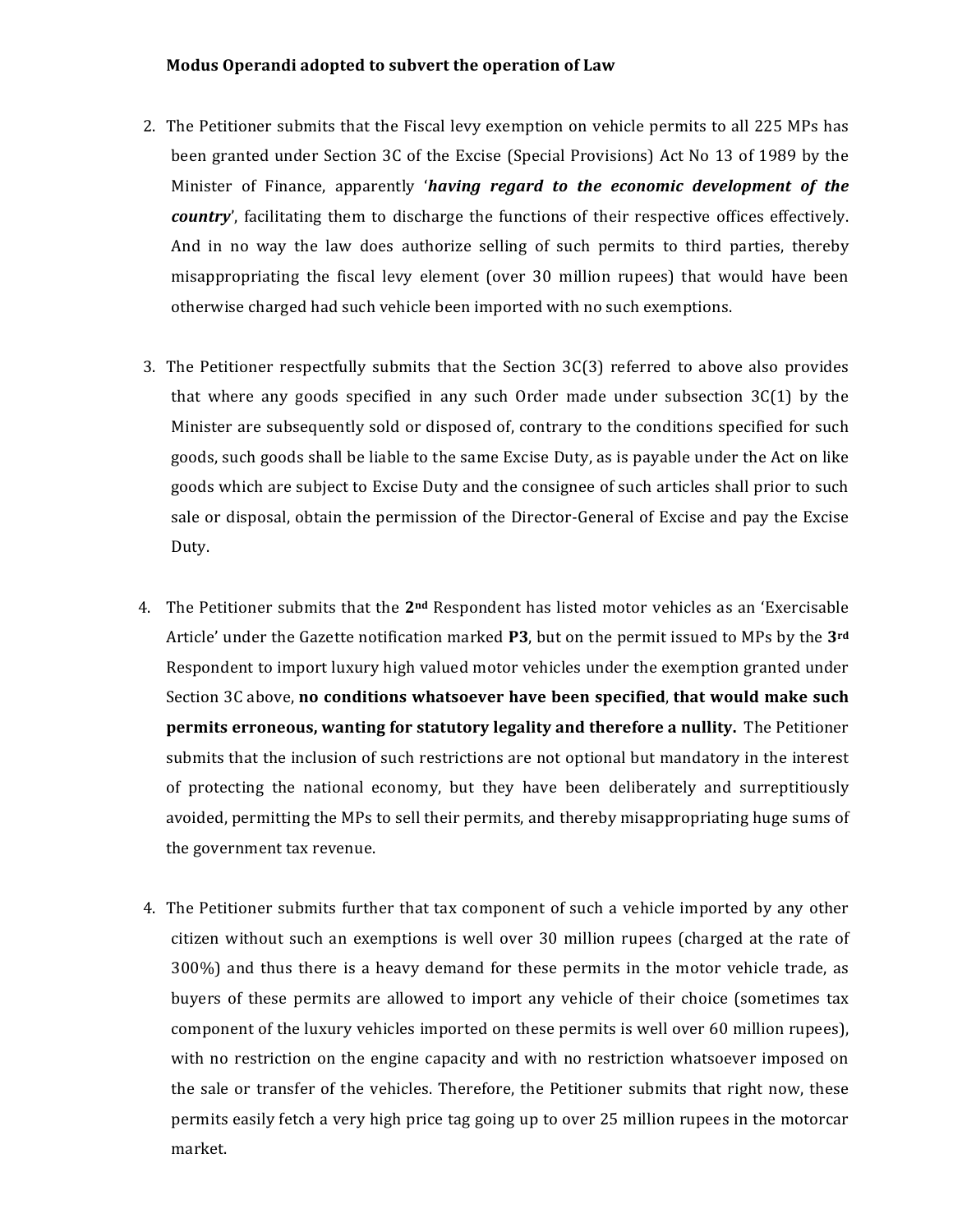**Modus Operandi adopted to subvert the operation of Law**

2. The Petitioner submits that the Fiscal levy exemption on vehicle permits to all 225 MPs has been granted under Section 3C of the Excise (Special Provisions) Act No 13 of 1989 by the Minister of Finance, apparently '***having regard to the economic development of the country***', facilitating them to discharge the functions of their respective offices effectively. And in no way the law does authorize selling of such permits to third parties, thereby misappropriating the fiscal levy element (over 30 million rupees) that would have been otherwise charged had such vehicle been imported with no such exemptions.

3. The Petitioner respectfully submits that the Section 3C(3) referred to above also provides that where any goods specified in any such Order made under subsection 3C(1) by the Minister are subsequently sold or disposed of, contrary to the conditions specified for such goods, such goods shall be liable to the same Excise Duty, as is payable under the Act on like goods which are subject to Excise Duty and the consignee of such articles shall prior to such sale or disposal, obtain the permission of the Director-General of Excise and pay the Excise Duty.

4. The Petitioner submits that the **2nd** Respondent has listed motor vehicles as an 'Exercisable Article' under the Gazette notification marked **P3**, but on the permit issued to MPs by the **3rd** Respondent to import luxury high valued motor vehicles under the exemption granted under Section 3C above, **no conditions whatsoever have been specified**, **that would make such permits erroneous, wanting for statutory legality and therefore a nullity.** The Petitioner submits that the inclusion of such restrictions are not optional but mandatory in the interest of protecting the national economy, but they have been deliberately and surreptitiously avoided, permitting the MPs to sell their permits, and thereby misappropriating huge sums of the government tax revenue.

4. The Petitioner submits further that tax component of such a vehicle imported by any other citizen without such an exemptions is well over 30 million rupees (charged at the rate of 300%) and thus there is a heavy demand for these permits in the motor vehicle trade, as buyers of these permits are allowed to import any vehicle of their choice (sometimes tax component of the luxury vehicles imported on these permits is well over 60 million rupees), with no restriction on the engine capacity and with no restriction whatsoever imposed on the sale or transfer of the vehicles. Therefore, the Petitioner submits that right now, these permits easily fetch a very high price tag going up to over 25 million rupees in the motorcar market.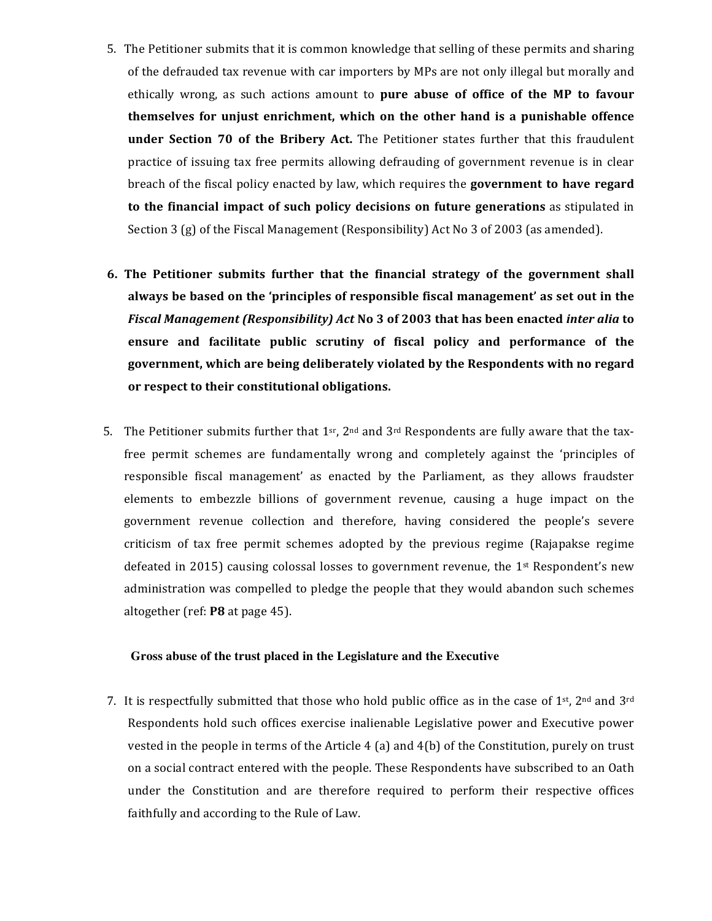5. The Petitioner submits that it is common knowledge that selling of these permits and sharing of the defrauded tax revenue with car importers by MPs are not only illegal but morally and ethically wrong, as such actions amount to **pure abuse of office of the MP to favour themselves for unjust enrichment, which on the other hand is a punishable offence under Section 70 of the Bribery Act.** The Petitioner states further that this fraudulent practice of issuing tax free permits allowing defrauding of government revenue is in clear breach of the fiscal policy enacted by law, which requires the **government to have regard to the financial impact of such policy decisions on future generations** as stipulated in Section 3 (g) of the Fiscal Management (Responsibility) Act No 3 of 2003 (as amended).

6. **The Petitioner submits further that the financial strategy of the government shall always be based on the 'principles of responsible fiscal management' as set out in the *Fiscal Management (Responsibility) Act* No 3 of 2003 that has been enacted *inter alia* to ensure and facilitate public scrutiny of fiscal policy and performance of the government, which are being deliberately violated by the Respondents with no regard or respect to their constitutional obligations.**

5. The Petitioner submits further that 1sr, 2nd and 3rd Respondents are fully aware that the tax-free permit schemes are fundamentally wrong and completely against the 'principles of responsible fiscal management' as enacted by the Parliament, as they allows fraudster elements to embezzle billions of government revenue, causing a huge impact on the government revenue collection and therefore, having considered the people's severe criticism of tax free permit schemes adopted by the previous regime (Rajapakse regime defeated in 2015) causing colossal losses to government revenue, the 1st Respondent's new administration was compelled to pledge the people that they would abandon such schemes altogether (ref: **P8** at page 45).

**Gross abuse of the trust placed in the Legislature and the Executive**

7. It is respectfully submitted that those who hold public office as in the case of 1st, 2nd and 3rd Respondents hold such offices exercise inalienable Legislative power and Executive power vested in the people in terms of the Article 4 (a) and 4(b) of the Constitution, purely on trust on a social contract entered with the people. These Respondents have subscribed to an Oath under the Constitution and are therefore required to perform their respective offices faithfully and according to the Rule of Law.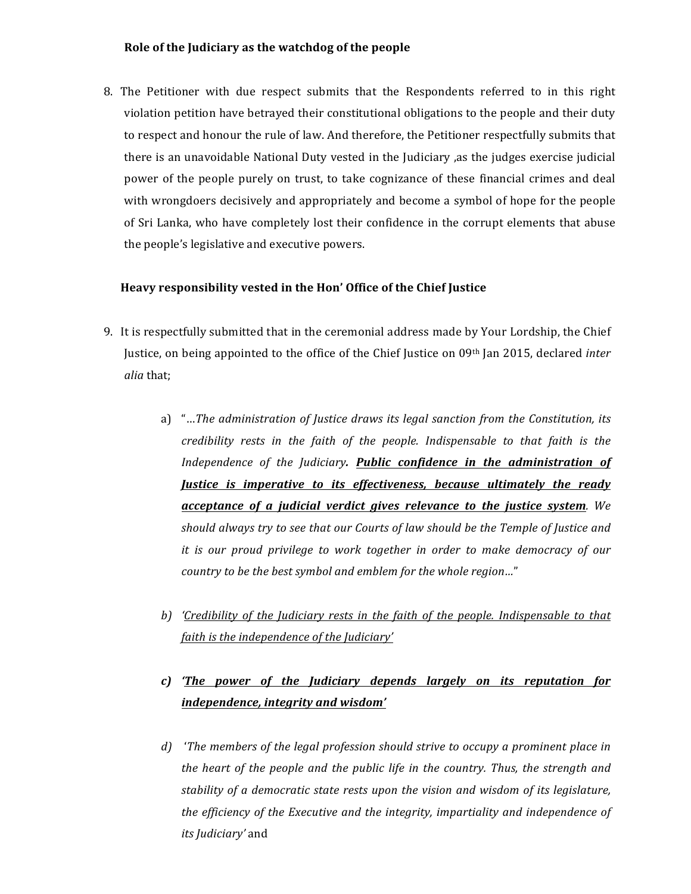**Role of the Judiciary as the watchdog of the people**

8. The Petitioner with due respect submits that the Respondents referred to in this right violation petition have betrayed their constitutional obligations to the people and their duty to respect and honour the rule of law. And therefore, the Petitioner respectfully submits that there is an unavoidable National Duty vested in the Judiciary ,as the judges exercise judicial power of the people purely on trust, to take cognizance of these financial crimes and deal with wrongdoers decisively and appropriately and become a symbol of hope for the people of Sri Lanka, who have completely lost their confidence in the corrupt elements that abuse the people's legislative and executive powers.

**Heavy responsibility vested in the Hon' Office of the Chief Justice**

9. It is respectfully submitted that in the ceremonial address made by Your Lordship, the Chief Justice, on being appointed to the office of the Chief Justice on 09th Jan 2015, declared *inter alia* that;

   a) "*...The administration of Justice draws its legal sanction from the Constitution, its credibility rests in the faith of the people. Indispensable to that faith is the Independence of the Judiciary.* ***<u>Public confidence in the administration of Justice is imperative to its effectiveness, because ultimately the ready acceptance of a judicial verdict gives relevance to the justice system</u>****. We should always try to see that our Courts of law should be the Temple of Justice and it is our proud privilege to work together in order to make democracy of our country to be the best symbol and emblem for the whole region...*"

   b) *<u>'Credibility of the Judiciary rests in the faith of the people. Indispensable to that faith is the independence of the Judiciary'</u>*

   c) ***<u>'The power of the Judiciary depends largely on its reputation for independence, integrity and wisdom'</u>***

   d) *'The members of the legal profession should strive to occupy a prominent place in the heart of the people and the public life in the country. Thus, the strength and stability of a democratic state rests upon the vision and wisdom of its legislature, the efficiency of the Executive and the integrity, impartiality and independence of its Judiciary'* and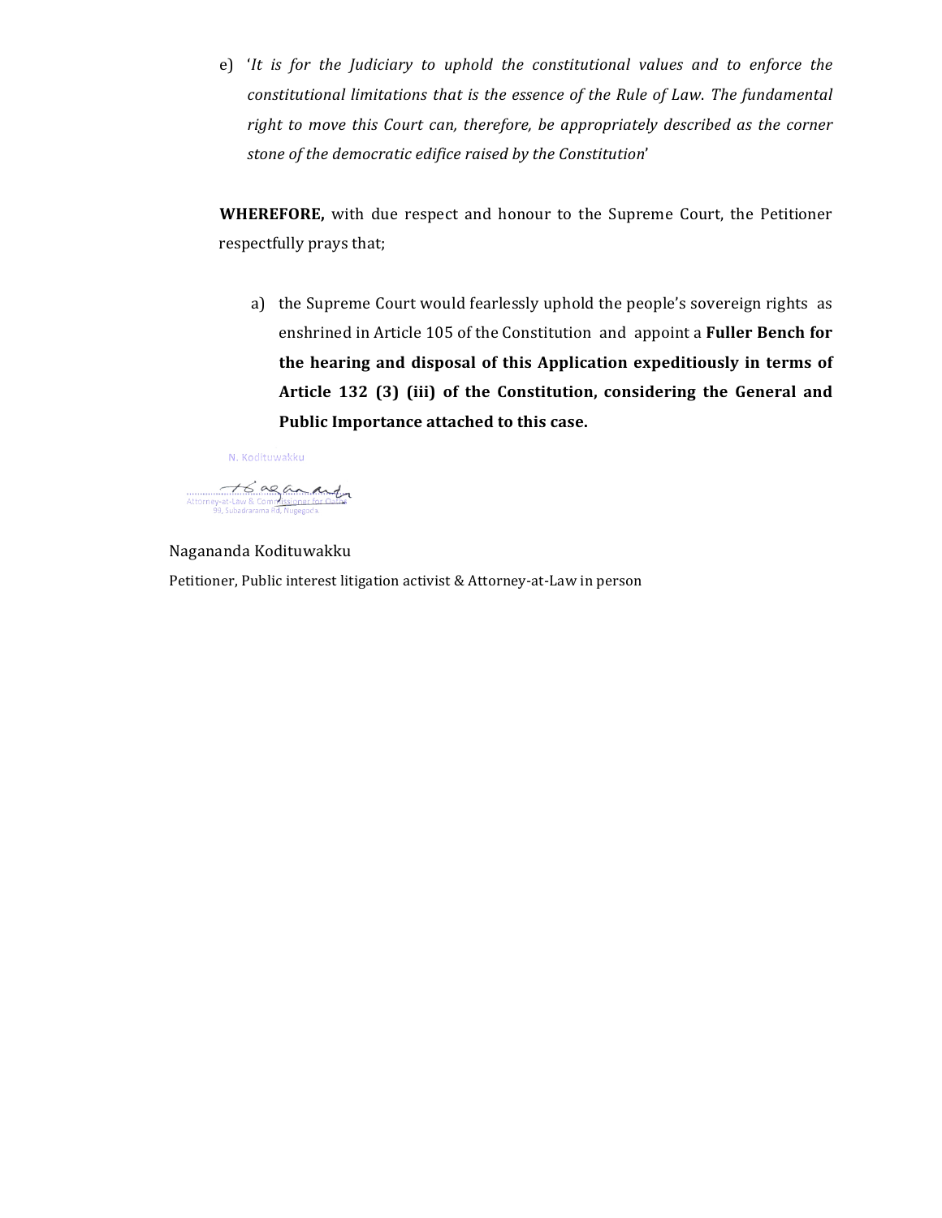e) '*It is for the Judiciary to uphold the constitutional values and to enforce the constitutional limitations that is the essence of the Rule of Law. The fundamental right to move this Court can, therefore, be appropriately described as the corner stone of the democratic edifice raised by the Constitution*'

**WHEREFORE,** with due respect and honour to the Supreme Court, the Petitioner respectfully prays that;

a) the Supreme Court would fearlessly uphold the people's sovereign rights as enshrined in Article 105 of the Constitution and appoint a **Fuller Bench for the hearing and disposal of this Application expeditiously in terms of Article 132 (3) (iii) of the Constitution, considering the General and Public Importance attached to this case.**

N. Kodituwakku

Attorney-at-Law & Commissioner for Oaths
99, Subadrarama Rd, Nugegoda.

Nagananda Kodituwakku

Petitioner, Public interest litigation activist & Attorney-at-Law in person